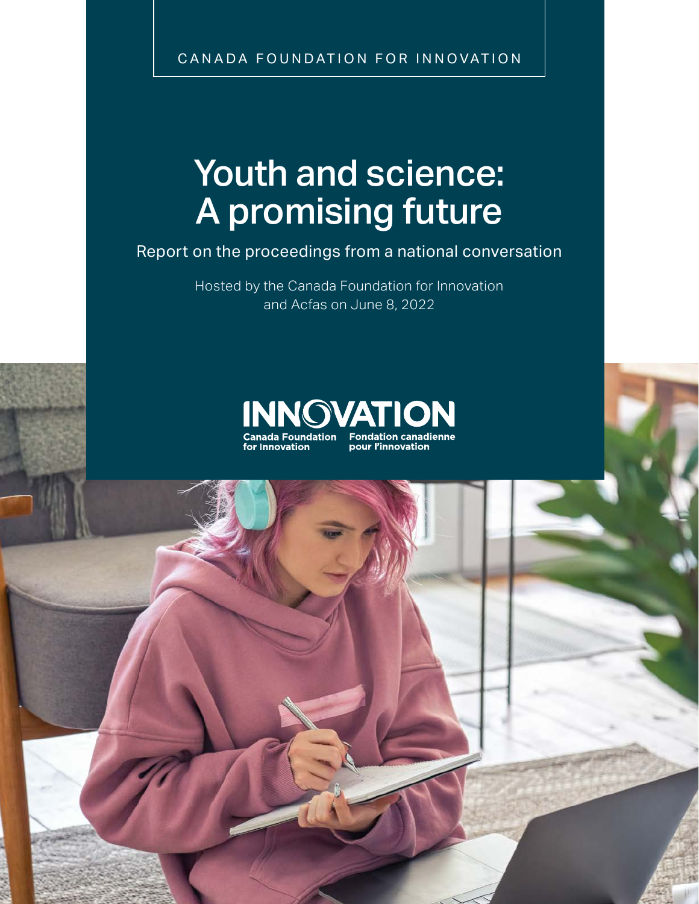CANADA FOUNDATION FOR INNOVATION

# Youth and science: A promising future

Report on the proceedings from a national conversation

Hosted by the Canada Foundation for Innovation and Acfas on June 8, 2022

INNOVATION
Canada Foundation for Innovation
Fondation canadienne pour l'innovation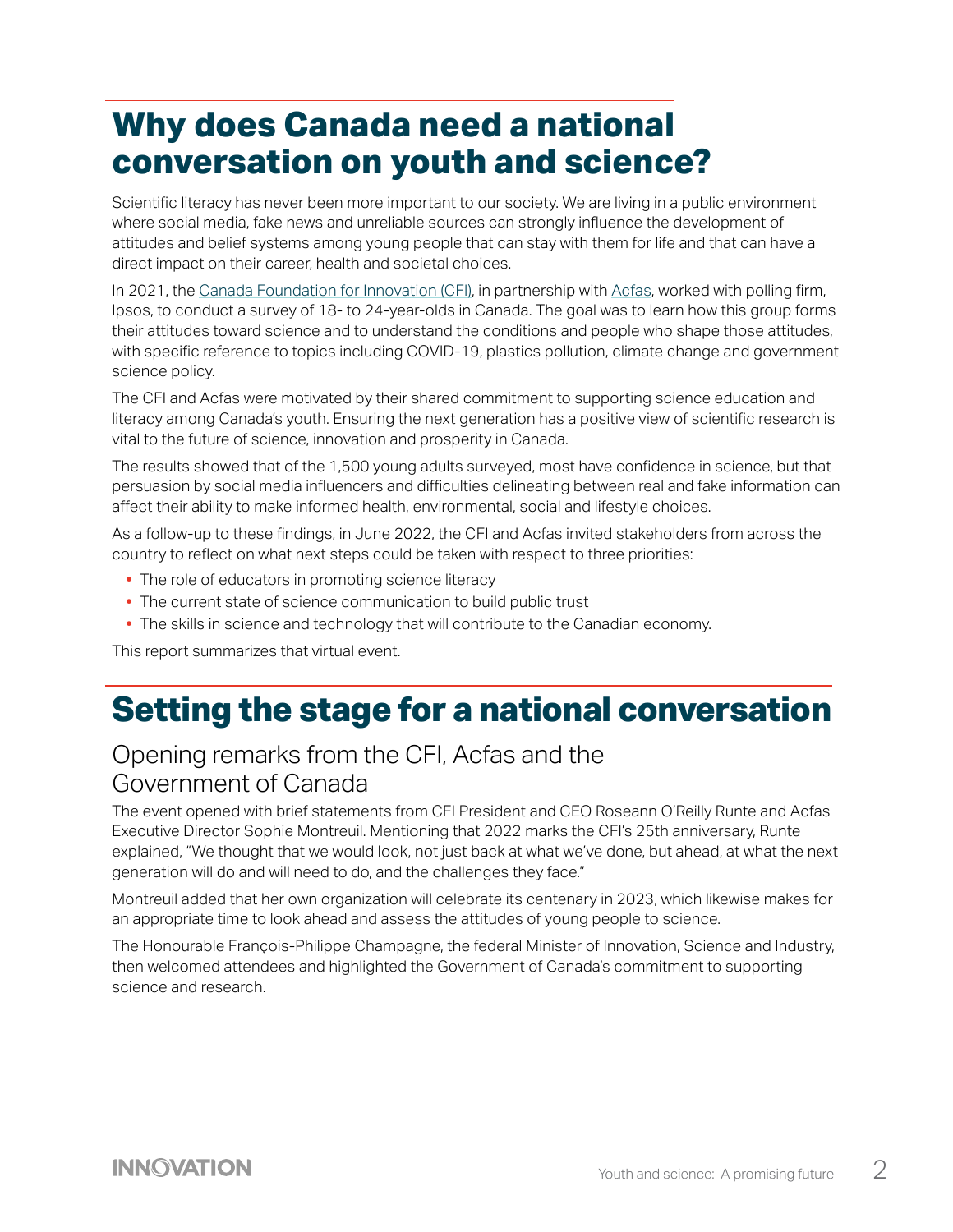# Why does Canada need a national conversation on youth and science?

Scientific literacy has never been more important to our society. We are living in a public environment where social media, fake news and unreliable sources can strongly influence the development of attitudes and belief systems among young people that can stay with them for life and that can have a direct impact on their career, health and societal choices.

In 2021, the Canada Foundation for Innovation (CFI), in partnership with Acfas, worked with polling firm, Ipsos, to conduct a survey of 18- to 24-year-olds in Canada. The goal was to learn how this group forms their attitudes toward science and to understand the conditions and people who shape those attitudes, with specific reference to topics including COVID-19, plastics pollution, climate change and government science policy.

The CFI and Acfas were motivated by their shared commitment to supporting science education and literacy among Canada's youth. Ensuring the next generation has a positive view of scientific research is vital to the future of science, innovation and prosperity in Canada.

The results showed that of the 1,500 young adults surveyed, most have confidence in science, but that persuasion by social media influencers and difficulties delineating between real and fake information can affect their ability to make informed health, environmental, social and lifestyle choices.

As a follow-up to these findings, in June 2022, the CFI and Acfas invited stakeholders from across the country to reflect on what next steps could be taken with respect to three priorities:

- The role of educators in promoting science literacy
- The current state of science communication to build public trust
- The skills in science and technology that will contribute to the Canadian economy.

This report summarizes that virtual event.

# Setting the stage for a national conversation

## Opening remarks from the CFI, Acfas and the Government of Canada

The event opened with brief statements from CFI President and CEO Roseann O'Reilly Runte and Acfas Executive Director Sophie Montreuil. Mentioning that 2022 marks the CFI's 25th anniversary, Runte explained, "We thought that we would look, not just back at what we've done, but ahead, at what the next generation will do and will need to do, and the challenges they face."

Montreuil added that her own organization will celebrate its centenary in 2023, which likewise makes for an appropriate time to look ahead and assess the attitudes of young people to science.

The Honourable François-Philippe Champagne, the federal Minister of Innovation, Science and Industry, then welcomed attendees and highlighted the Government of Canada's commitment to supporting science and research.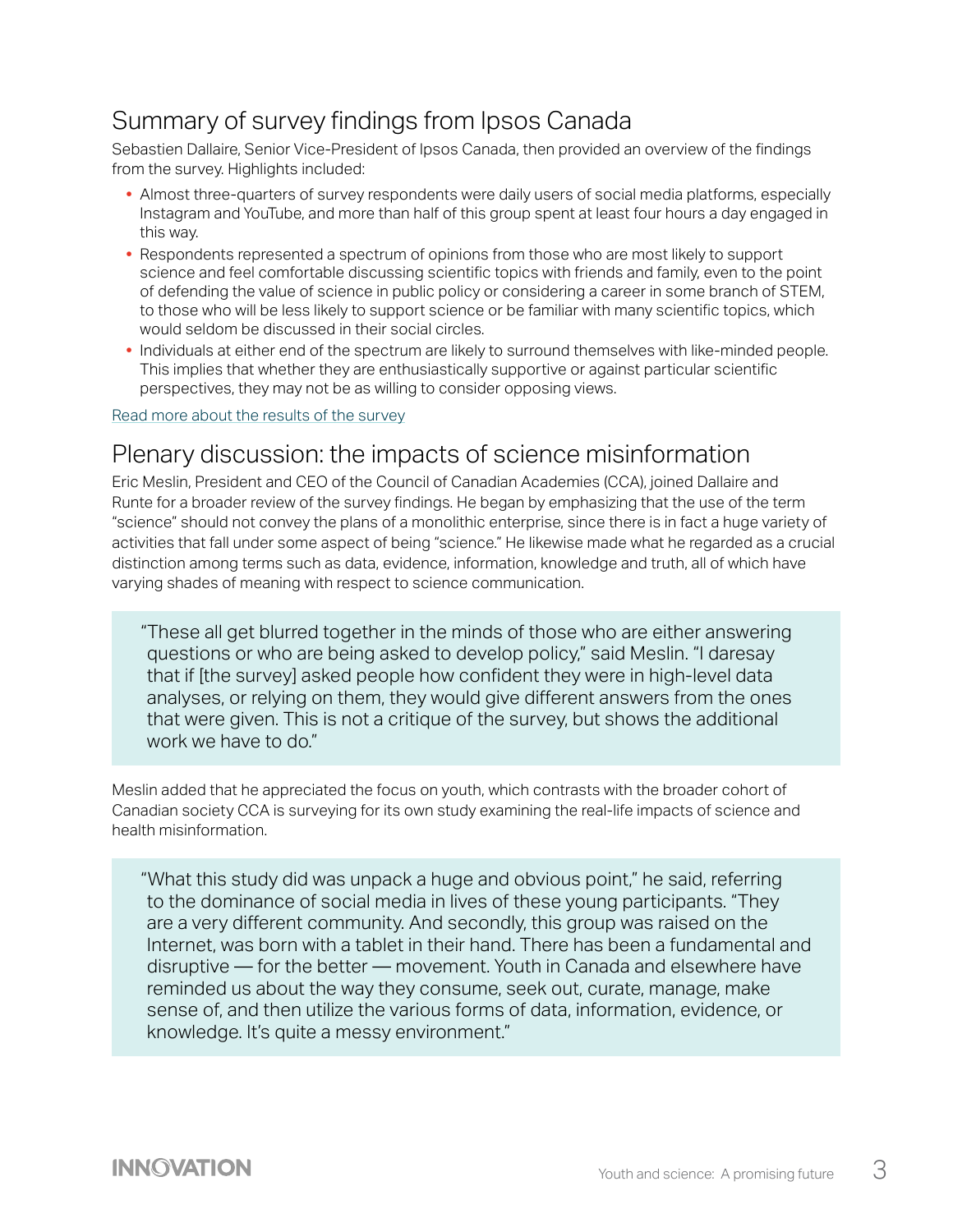## Summary of survey findings from Ipsos Canada

Sebastien Dallaire, Senior Vice-President of Ipsos Canada, then provided an overview of the findings from the survey. Highlights included:

- Almost three-quarters of survey respondents were daily users of social media platforms, especially Instagram and YouTube, and more than half of this group spent at least four hours a day engaged in this way.
- Respondents represented a spectrum of opinions from those who are most likely to support science and feel comfortable discussing scientific topics with friends and family, even to the point of defending the value of science in public policy or considering a career in some branch of STEM, to those who will be less likely to support science or be familiar with many scientific topics, which would seldom be discussed in their social circles.
- Individuals at either end of the spectrum are likely to surround themselves with like-minded people. This implies that whether they are enthusiastically supportive or against particular scientific perspectives, they may not be as willing to consider opposing views.

Read more about the results of the survey

## Plenary discussion: the impacts of science misinformation

Eric Meslin, President and CEO of the Council of Canadian Academies (CCA), joined Dallaire and Runte for a broader review of the survey findings. He began by emphasizing that the use of the term "science" should not convey the plans of a monolithic enterprise, since there is in fact a huge variety of activities that fall under some aspect of being "science." He likewise made what he regarded as a crucial distinction among terms such as data, evidence, information, knowledge and truth, all of which have varying shades of meaning with respect to science communication.

> "These all get blurred together in the minds of those who are either answering questions or who are being asked to develop policy," said Meslin. "I daresay that if [the survey] asked people how confident they were in high-level data analyses, or relying on them, they would give different answers from the ones that were given. This is not a critique of the survey, but shows the additional work we have to do."

Meslin added that he appreciated the focus on youth, which contrasts with the broader cohort of Canadian society CCA is surveying for its own study examining the real-life impacts of science and health misinformation.

> "What this study did was unpack a huge and obvious point," he said, referring to the dominance of social media in lives of these young participants. "They are a very different community. And secondly, this group was raised on the Internet, was born with a tablet in their hand. There has been a fundamental and disruptive — for the better — movement. Youth in Canada and elsewhere have reminded us about the way they consume, seek out, curate, manage, make sense of, and then utilize the various forms of data, information, evidence, or knowledge. It's quite a messy environment."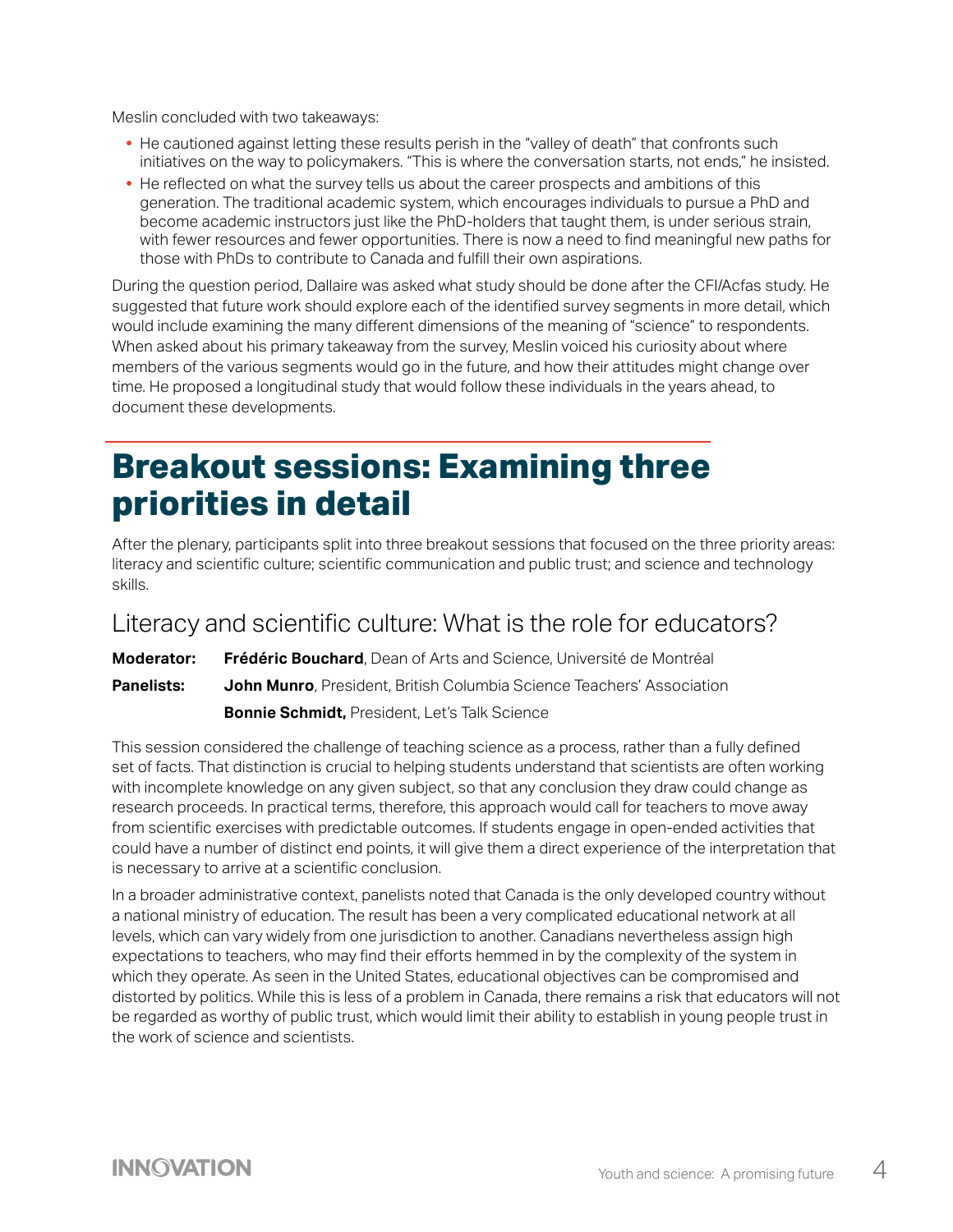Meslin concluded with two takeaways:

- He cautioned against letting these results perish in the "valley of death" that confronts such initiatives on the way to policymakers. "This is where the conversation starts, not ends," he insisted.
- He reflected on what the survey tells us about the career prospects and ambitions of this generation. The traditional academic system, which encourages individuals to pursue a PhD and become academic instructors just like the PhD-holders that taught them, is under serious strain, with fewer resources and fewer opportunities. There is now a need to find meaningful new paths for those with PhDs to contribute to Canada and fulfill their own aspirations.

During the question period, Dallaire was asked what study should be done after the CFI/Acfas study. He suggested that future work should explore each of the identified survey segments in more detail, which would include examining the many different dimensions of the meaning of "science" to respondents. When asked about his primary takeaway from the survey, Meslin voiced his curiosity about where members of the various segments would go in the future, and how their attitudes might change over time. He proposed a longitudinal study that would follow these individuals in the years ahead, to document these developments.

# Breakout sessions: Examining three priorities in detail

After the plenary, participants split into three breakout sessions that focused on the three priority areas: literacy and scientific culture; scientific communication and public trust; and science and technology skills.

## Literacy and scientific culture: What is the role for educators?

**Moderator:** **Frédéric Bouchard**, Dean of Arts and Science, Université de Montréal

**Panelists:** **John Munro**, President, British Columbia Science Teachers' Association

**Bonnie Schmidt,** President, Let's Talk Science

This session considered the challenge of teaching science as a process, rather than a fully defined set of facts. That distinction is crucial to helping students understand that scientists are often working with incomplete knowledge on any given subject, so that any conclusion they draw could change as research proceeds. In practical terms, therefore, this approach would call for teachers to move away from scientific exercises with predictable outcomes. If students engage in open-ended activities that could have a number of distinct end points, it will give them a direct experience of the interpretation that is necessary to arrive at a scientific conclusion.

In a broader administrative context, panelists noted that Canada is the only developed country without a national ministry of education. The result has been a very complicated educational network at all levels, which can vary widely from one jurisdiction to another. Canadians nevertheless assign high expectations to teachers, who may find their efforts hemmed in by the complexity of the system in which they operate. As seen in the United States, educational objectives can be compromised and distorted by politics. While this is less of a problem in Canada, there remains a risk that educators will not be regarded as worthy of public trust, which would limit their ability to establish in young people trust in the work of science and scientists.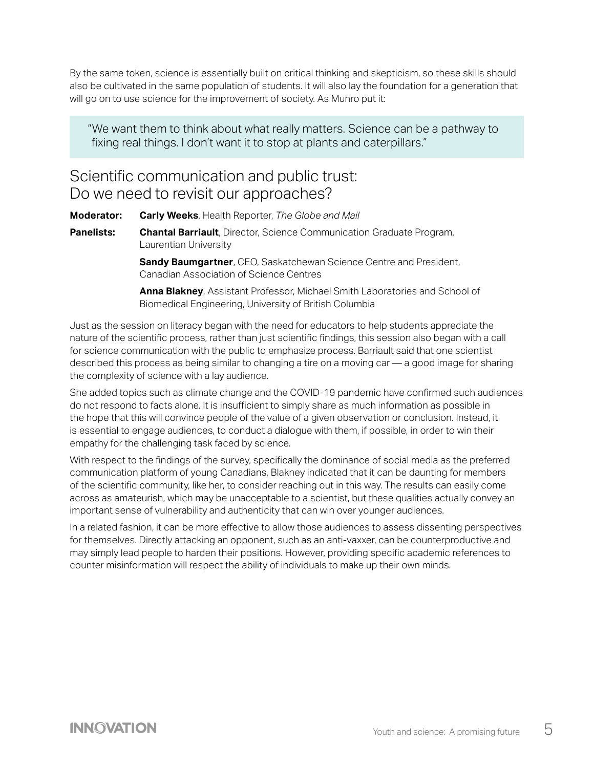By the same token, science is essentially built on critical thinking and skepticism, so these skills should also be cultivated in the same population of students. It will also lay the foundation for a generation that will go on to use science for the improvement of society. As Munro put it:

> "We want them to think about what really matters. Science can be a pathway to fixing real things. I don't want it to stop at plants and caterpillars."

## Scientific communication and public trust: Do we need to revisit our approaches?

**Moderator:** **Carly Weeks**, Health Reporter, *The Globe and Mail*

**Panelists:** **Chantal Barriault**, Director, Science Communication Graduate Program, Laurentian University

**Sandy Baumgartner**, CEO, Saskatchewan Science Centre and President, Canadian Association of Science Centres

**Anna Blakney**, Assistant Professor, Michael Smith Laboratories and School of Biomedical Engineering, University of British Columbia

Just as the session on literacy began with the need for educators to help students appreciate the nature of the scientific process, rather than just scientific findings, this session also began with a call for science communication with the public to emphasize process. Barriault said that one scientist described this process as being similar to changing a tire on a moving car — a good image for sharing the complexity of science with a lay audience.

She added topics such as climate change and the COVID-19 pandemic have confirmed such audiences do not respond to facts alone. It is insufficient to simply share as much information as possible in the hope that this will convince people of the value of a given observation or conclusion. Instead, it is essential to engage audiences, to conduct a dialogue with them, if possible, in order to win their empathy for the challenging task faced by science.

With respect to the findings of the survey, specifically the dominance of social media as the preferred communication platform of young Canadians, Blakney indicated that it can be daunting for members of the scientific community, like her, to consider reaching out in this way. The results can easily come across as amateurish, which may be unacceptable to a scientist, but these qualities actually convey an important sense of vulnerability and authenticity that can win over younger audiences.

In a related fashion, it can be more effective to allow those audiences to assess dissenting perspectives for themselves. Directly attacking an opponent, such as an anti-vaxxer, can be counterproductive and may simply lead people to harden their positions. However, providing specific academic references to counter misinformation will respect the ability of individuals to make up their own minds.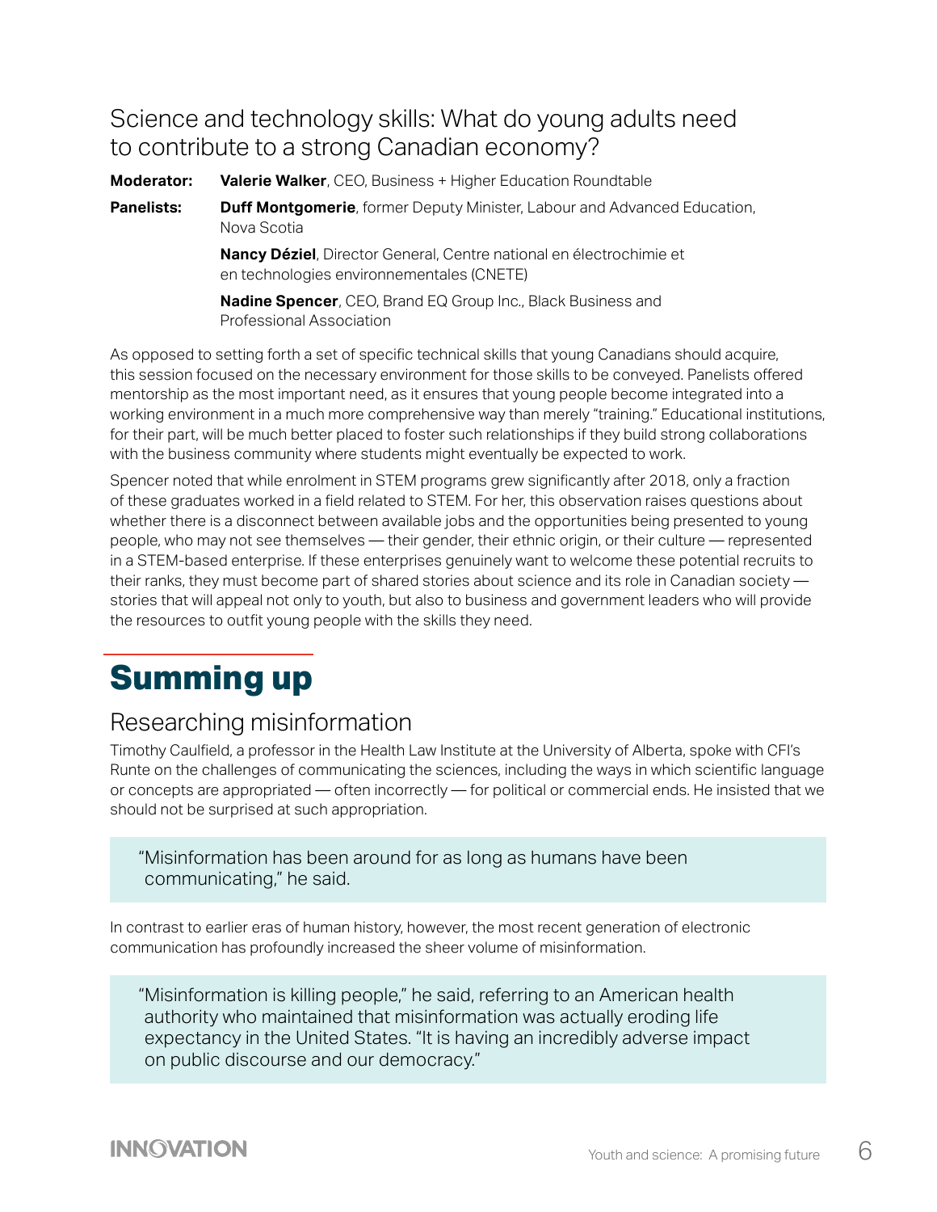### Science and technology skills: What do young adults need to contribute to a strong Canadian economy?

**Moderator:** **Valerie Walker**, CEO, Business + Higher Education Roundtable

**Panelists:** **Duff Montgomerie**, former Deputy Minister, Labour and Advanced Education, Nova Scotia

**Nancy Déziel**, Director General, Centre national en électrochimie et en technologies environnementales (CNETE)

**Nadine Spencer**, CEO, Brand EQ Group Inc., Black Business and Professional Association

As opposed to setting forth a set of specific technical skills that young Canadians should acquire, this session focused on the necessary environment for those skills to be conveyed. Panelists offered mentorship as the most important need, as it ensures that young people become integrated into a working environment in a much more comprehensive way than merely "training." Educational institutions, for their part, will be much better placed to foster such relationships if they build strong collaborations with the business community where students might eventually be expected to work.

Spencer noted that while enrolment in STEM programs grew significantly after 2018, only a fraction of these graduates worked in a field related to STEM. For her, this observation raises questions about whether there is a disconnect between available jobs and the opportunities being presented to young people, who may not see themselves — their gender, their ethnic origin, or their culture — represented in a STEM-based enterprise. If these enterprises genuinely want to welcome these potential recruits to their ranks, they must become part of shared stories about science and its role in Canadian society — stories that will appeal not only to youth, but also to business and government leaders who will provide the resources to outfit young people with the skills they need.

## Summing up

### Researching misinformation

Timothy Caulfield, a professor in the Health Law Institute at the University of Alberta, spoke with CFI's Runte on the challenges of communicating the sciences, including the ways in which scientific language or concepts are appropriated — often incorrectly — for political or commercial ends. He insisted that we should not be surprised at such appropriation.

> "Misinformation has been around for as long as humans have been communicating," he said.

In contrast to earlier eras of human history, however, the most recent generation of electronic communication has profoundly increased the sheer volume of misinformation.

> "Misinformation is killing people," he said, referring to an American health authority who maintained that misinformation was actually eroding life expectancy in the United States. "It is having an incredibly adverse impact on public discourse and our democracy."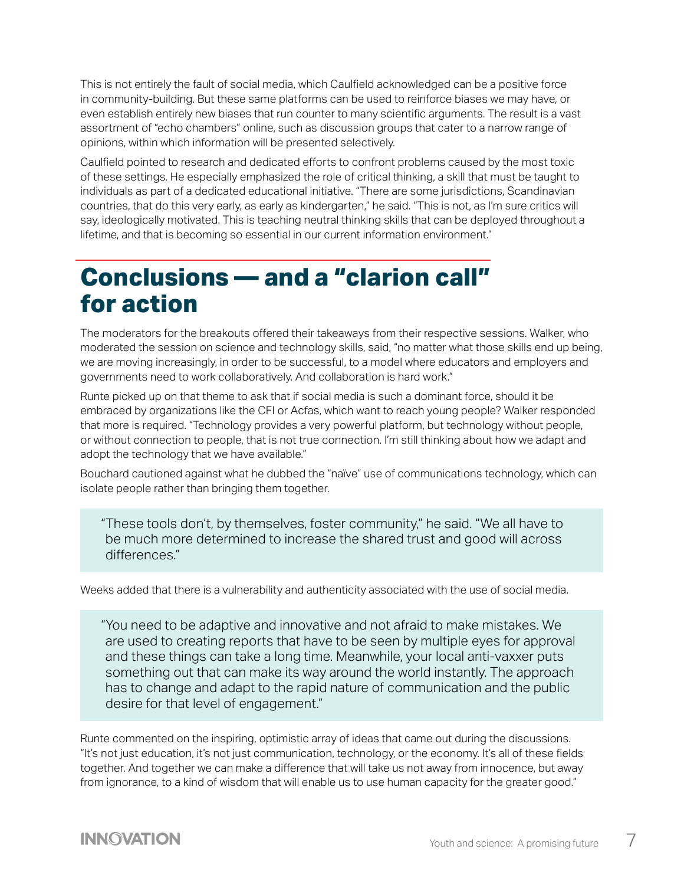This is not entirely the fault of social media, which Caulfield acknowledged can be a positive force in community-building. But these same platforms can be used to reinforce biases we may have, or even establish entirely new biases that run counter to many scientific arguments. The result is a vast assortment of "echo chambers" online, such as discussion groups that cater to a narrow range of opinions, within which information will be presented selectively.

Caulfield pointed to research and dedicated efforts to confront problems caused by the most toxic of these settings. He especially emphasized the role of critical thinking, a skill that must be taught to individuals as part of a dedicated educational initiative. "There are some jurisdictions, Scandinavian countries, that do this very early, as early as kindergarten," he said. "This is not, as I'm sure critics will say, ideologically motivated. This is teaching neutral thinking skills that can be deployed throughout a lifetime, and that is becoming so essential in our current information environment."

## Conclusions — and a "clarion call" for action

The moderators for the breakouts offered their takeaways from their respective sessions. Walker, who moderated the session on science and technology skills, said, "no matter what those skills end up being, we are moving increasingly, in order to be successful, to a model where educators and employers and governments need to work collaboratively. And collaboration is hard work."

Runte picked up on that theme to ask that if social media is such a dominant force, should it be embraced by organizations like the CFI or Acfas, which want to reach young people? Walker responded that more is required. "Technology provides a very powerful platform, but technology without people, or without connection to people, that is not true connection. I'm still thinking about how we adapt and adopt the technology that we have available."

Bouchard cautioned against what he dubbed the "naïve" use of communications technology, which can isolate people rather than bringing them together.

> "These tools don't, by themselves, foster community," he said. "We all have to be much more determined to increase the shared trust and good will across differences."

Weeks added that there is a vulnerability and authenticity associated with the use of social media.

> "You need to be adaptive and innovative and not afraid to make mistakes. We are used to creating reports that have to be seen by multiple eyes for approval and these things can take a long time. Meanwhile, your local anti-vaxxer puts something out that can make its way around the world instantly. The approach has to change and adapt to the rapid nature of communication and the public desire for that level of engagement."

Runte commented on the inspiring, optimistic array of ideas that came out during the discussions. "It's not just education, it's not just communication, technology, or the economy. It's all of these fields together. And together we can make a difference that will take us not away from innocence, but away from ignorance, to a kind of wisdom that will enable us to use human capacity for the greater good."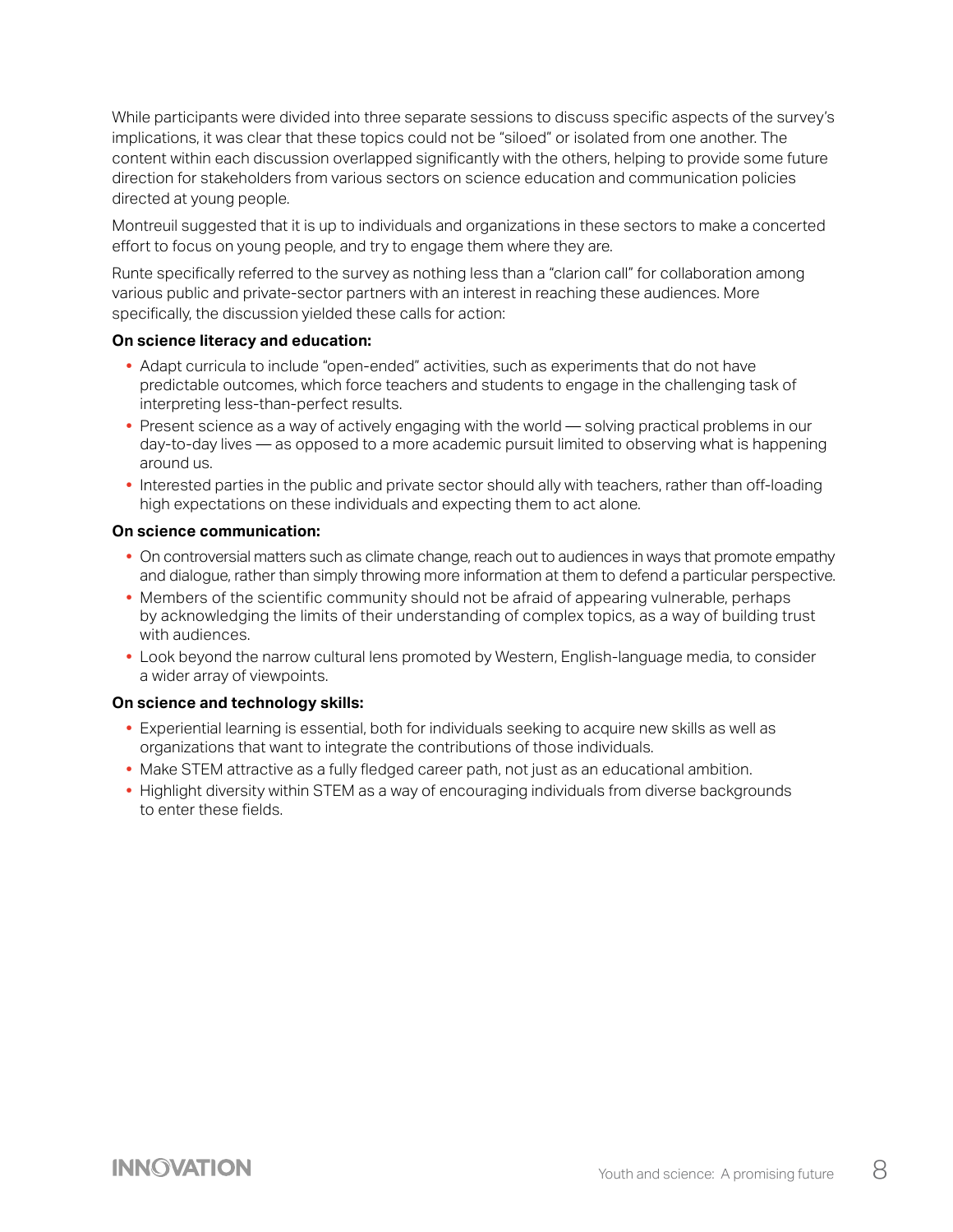While participants were divided into three separate sessions to discuss specific aspects of the survey's implications, it was clear that these topics could not be "siloed" or isolated from one another. The content within each discussion overlapped significantly with the others, helping to provide some future direction for stakeholders from various sectors on science education and communication policies directed at young people.

Montreuil suggested that it is up to individuals and organizations in these sectors to make a concerted effort to focus on young people, and try to engage them where they are.

Runte specifically referred to the survey as nothing less than a "clarion call" for collaboration among various public and private-sector partners with an interest in reaching these audiences. More specifically, the discussion yielded these calls for action:

**On science literacy and education:**

- Adapt curricula to include "open-ended" activities, such as experiments that do not have predictable outcomes, which force teachers and students to engage in the challenging task of interpreting less-than-perfect results.
- Present science as a way of actively engaging with the world — solving practical problems in our day-to-day lives — as opposed to a more academic pursuit limited to observing what is happening around us.
- Interested parties in the public and private sector should ally with teachers, rather than off-loading high expectations on these individuals and expecting them to act alone.

**On science communication:**

- On controversial matters such as climate change, reach out to audiences in ways that promote empathy and dialogue, rather than simply throwing more information at them to defend a particular perspective.
- Members of the scientific community should not be afraid of appearing vulnerable, perhaps by acknowledging the limits of their understanding of complex topics, as a way of building trust with audiences.
- Look beyond the narrow cultural lens promoted by Western, English-language media, to consider a wider array of viewpoints.

**On science and technology skills:**

- Experiential learning is essential, both for individuals seeking to acquire new skills as well as organizations that want to integrate the contributions of those individuals.
- Make STEM attractive as a fully fledged career path, not just as an educational ambition.
- Highlight diversity within STEM as a way of encouraging individuals from diverse backgrounds to enter these fields.